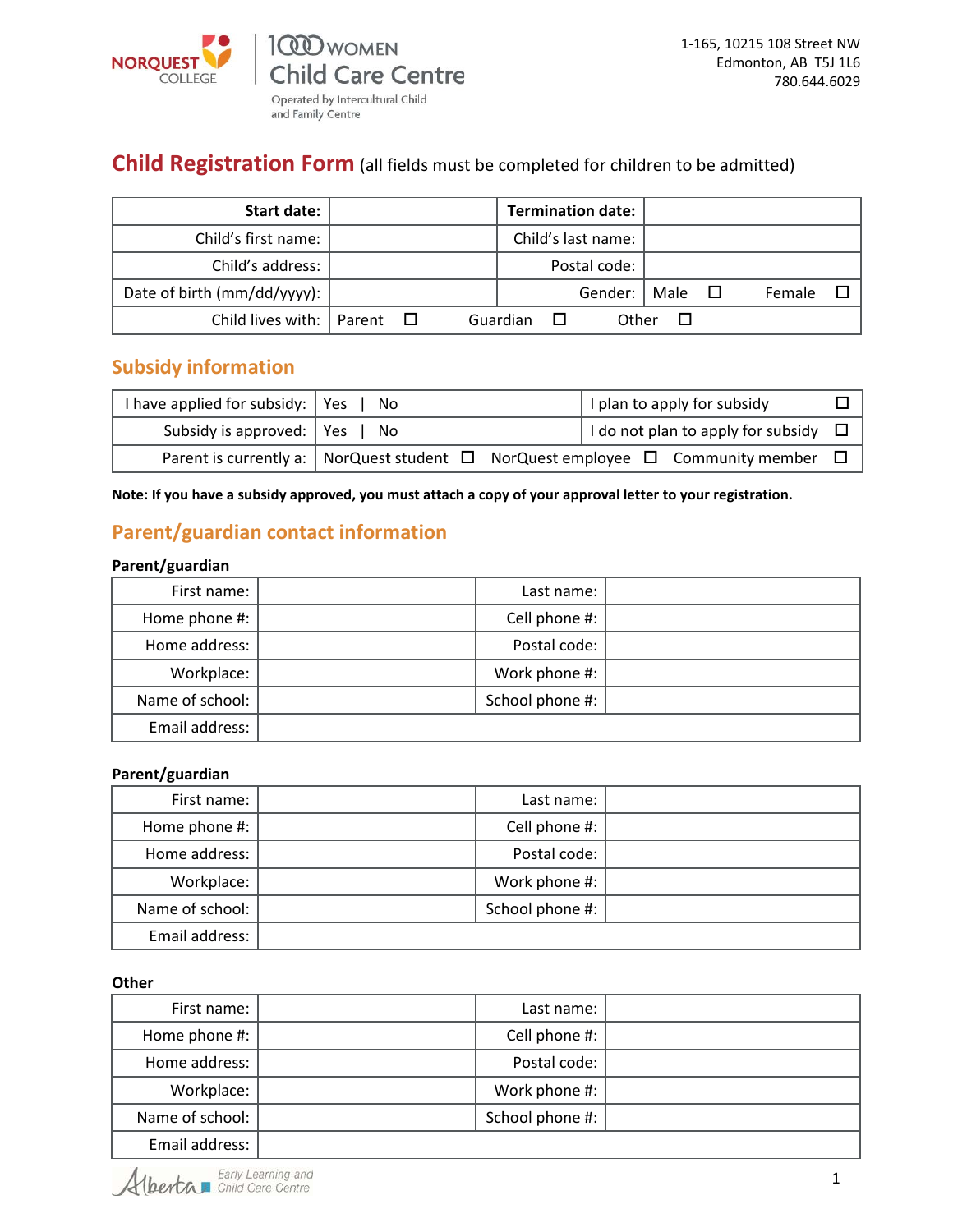NORQUEST COLLEGE | 1000 WOMEN Child Care Centre
Operated by Intercultural Child and Family Centre

1-165, 10215 108 Street NW
Edmonton, AB T5J 1L6
780.644.6029

# Child Registration Form (all fields must be completed for children to be admitted)

| **Start date:** | | **Termination date:** | |
|---|---|---|---|
| Child's first name: | | Child's last name: | |
| Child's address: | | Postal code: | |
| Date of birth (mm/dd/yyyy): | | Gender: | Male ☐ Female ☐ |
| Child lives with: | Parent ☐ Guardian ☐ Other ☐ | | |

## Subsidy information

| I have applied for subsidy: | Yes \| No | I plan to apply for subsidy ☐ |
|---|---|---|
| Subsidy is approved: | Yes \| No | I do not plan to apply for subsidy ☐ |
| Parent is currently a: | NorQuest student ☐ NorQuest employee ☐ | Community member ☐ |

**Note: If you have a subsidy approved, you must attach a copy of your approval letter to your registration.**

## Parent/guardian contact information

**Parent/guardian**

| First name: | | Last name: | |
|---|---|---|---|
| Home phone #: | | Cell phone #: | |
| Home address: | | Postal code: | |
| Workplace: | | Work phone #: | |
| Name of school: | | School phone #: | |
| Email address: | | | |

**Parent/guardian**

| First name: | | Last name: | |
|---|---|---|---|
| Home phone #: | | Cell phone #: | |
| Home address: | | Postal code: | |
| Workplace: | | Work phone #: | |
| Name of school: | | School phone #: | |
| Email address: | | | |

**Other**

| First name: | | Last name: | |
|---|---|---|---|
| Home phone #: | | Cell phone #: | |
| Home address: | | Postal code: | |
| Workplace: | | Work phone #: | |
| Name of school: | | School phone #: | |
| Email address: | | | |

Alberta Early Learning and Child Care Centre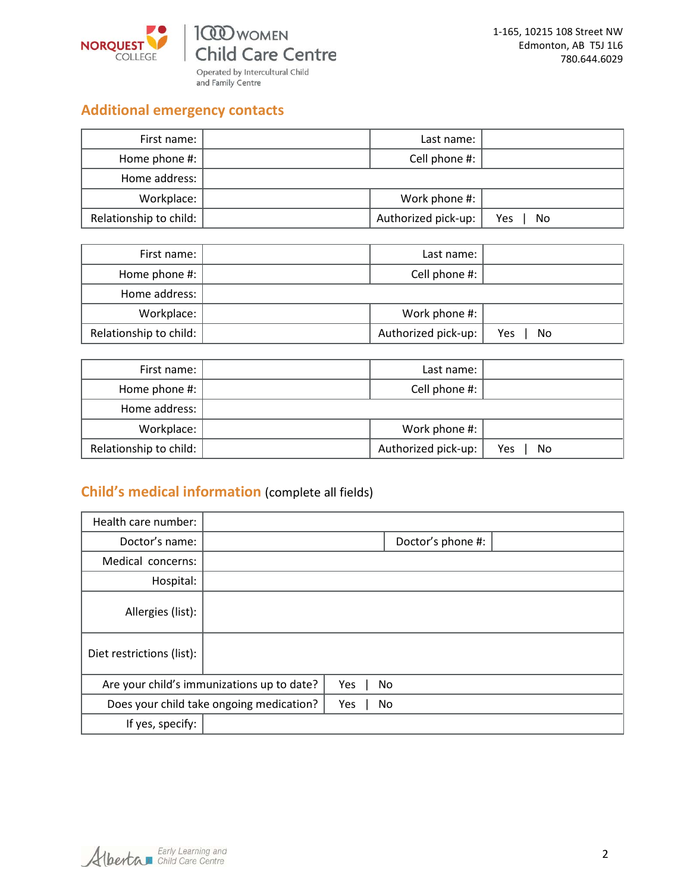NORQUEST COLLEGE

1000 WOMEN Child Care Centre

Operated by Intercultural Child and Family Centre

1-165, 10215 108 Street NW
Edmonton, AB T5J 1L6
780.644.6029

## Additional emergency contacts

| First name: | | Last name: | |
|---|---|---|---|
| Home phone #: | | Cell phone #: | |
| Home address: | | | |
| Workplace: | | Work phone #: | |
| Relationship to child: | | Authorized pick-up: | Yes \| No |

| First name: | | Last name: | |
|---|---|---|---|
| Home phone #: | | Cell phone #: | |
| Home address: | | | |
| Workplace: | | Work phone #: | |
| Relationship to child: | | Authorized pick-up: | Yes \| No |

| First name: | | Last name: | |
|---|---|---|---|
| Home phone #: | | Cell phone #: | |
| Home address: | | | |
| Workplace: | | Work phone #: | |
| Relationship to child: | | Authorized pick-up: | Yes \| No |

## Child's medical information (complete all fields)

| Health care number: | | | |
|---|---|---|---|
| Doctor's name: | | Doctor's phone #: | |
| Medical concerns: | | | |
| Hospital: | | | |
| Allergies (list): | | | |
| Diet restrictions (list): | | | |
| Are your child's immunizations up to date? | Yes \| No | | |
| Does your child take ongoing medication? | Yes \| No | | |
| If yes, specify: | | | |

Alberta Early Learning and Child Care Centre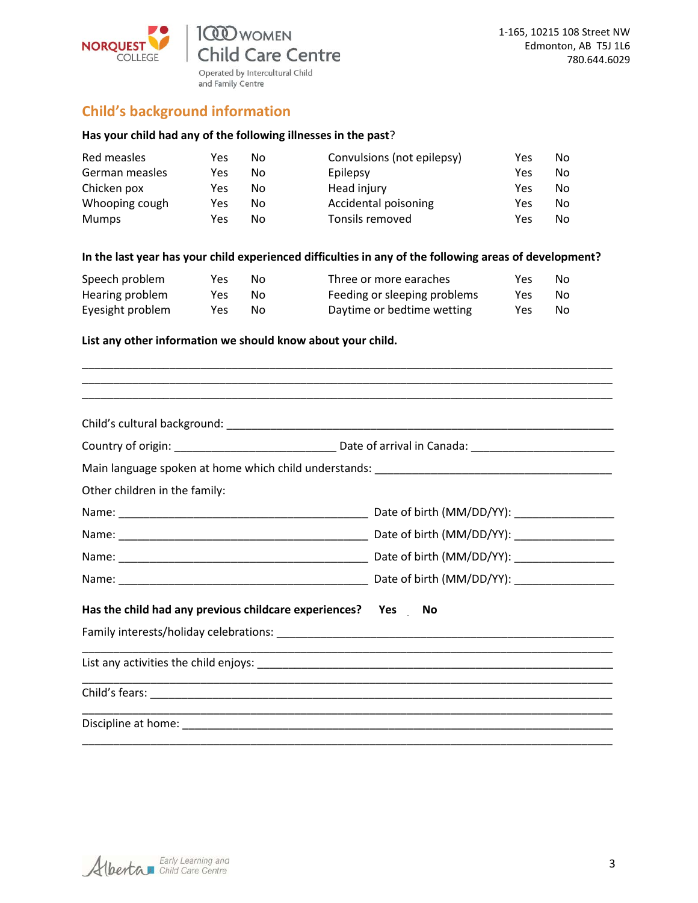NORQUEST COLLEGE | 1000 WOMEN Child Care Centre
Operated by Intercultural Child and Family Centre

1-165, 10215 108 Street NW
Edmonton, AB T5J 1L6
780.644.6029

## Child's background information

**Has your child had any of the following illnesses in the past?**

| | | | | | |
|---|---|---|---|---|---|
| Red measles | Yes | No | Convulsions (not epilepsy) | Yes | No |
| German measles | Yes | No | Epilepsy | Yes | No |
| Chicken pox | Yes | No | Head injury | Yes | No |
| Whooping cough | Yes | No | Accidental poisoning | Yes | No |
| Mumps | Yes | No | Tonsils removed | Yes | No |

**In the last year has your child experienced difficulties in any of the following areas of development?**

| | | | | | |
|---|---|---|---|---|---|
| Speech problem | Yes | No | Three or more earaches | Yes | No |
| Hearing problem | Yes | No | Feeding or sleeping problems | Yes | No |
| Eyesight problem | Yes | No | Daytime or bedtime wetting | Yes | No |

**List any other information we should know about your child.**

______________________________________________________________________________
______________________________________________________________________________
______________________________________________________________________________

Child's cultural background: ______________________________________________________

Country of origin: __________________________ Date of arrival in Canada: ______________________

Main language spoken at home which child understands: _______________________________________

Other children in the family:

Name: ________________________________________ Date of birth (MM/DD/YY): _______________

Name: ________________________________________ Date of birth (MM/DD/YY): _______________

Name: ________________________________________ Date of birth (MM/DD/YY): _______________

Name: ________________________________________ Date of birth (MM/DD/YY): _______________

**Has the child had any previous childcare experiences? Yes No**

Family interests/holiday celebrations: _________________________________________________
______________________________________________________________________________

List any activities the child enjoys: ___________________________________________________
______________________________________________________________________________

Child's fears: _____________________________________________________________________
______________________________________________________________________________

Discipline at home: ________________________________________________________________
______________________________________________________________________________

Alberta Early Learning and Child Care Centre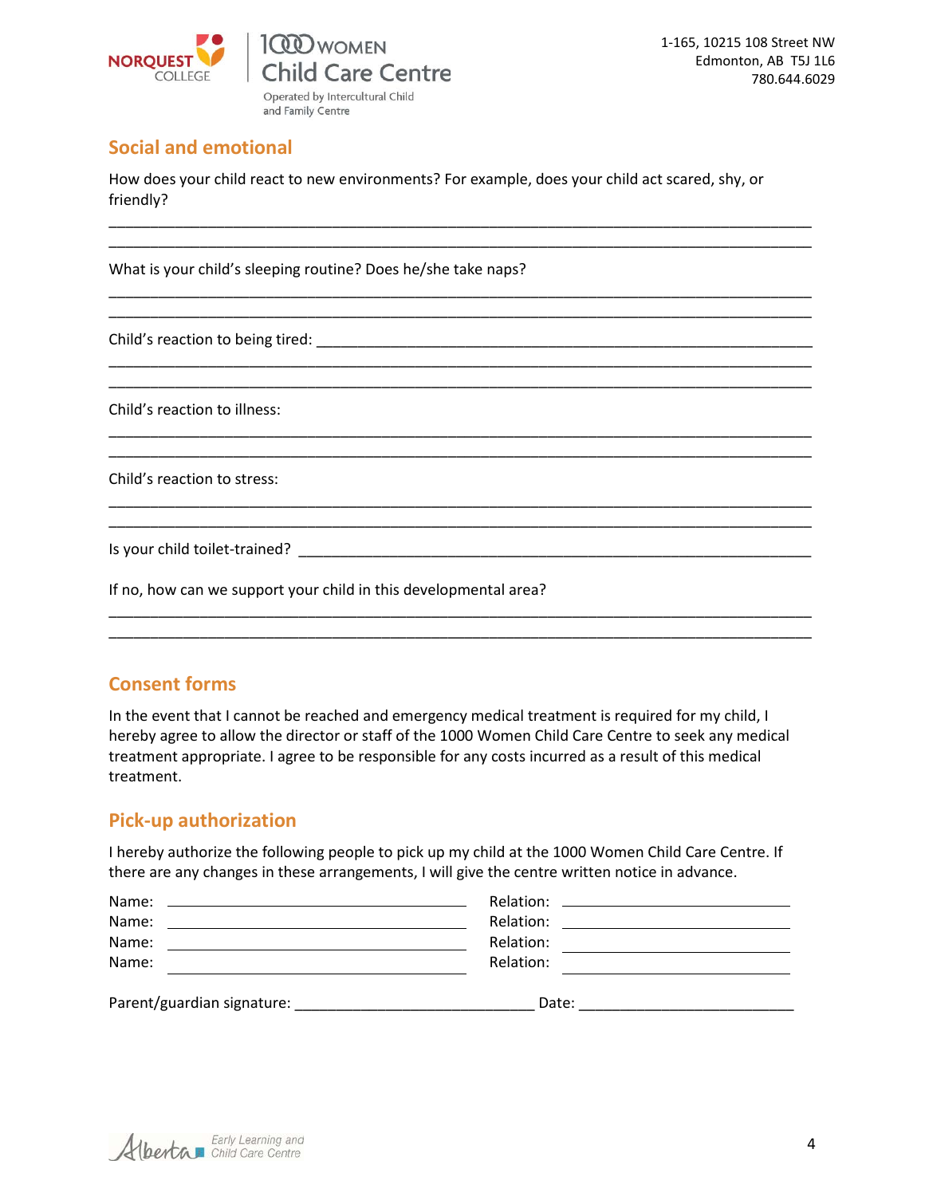## Social and emotional

How does your child react to new environments? For example, does your child act scared, shy, or friendly?

_______________________________________________________________________________
_______________________________________________________________________________

What is your child's sleeping routine? Does he/she take naps?

_______________________________________________________________________________
_______________________________________________________________________________

Child's reaction to being tired: _______________________________________________
_______________________________________________________________________________
_______________________________________________________________________________

Child's reaction to illness:

_______________________________________________________________________________
_______________________________________________________________________________

Child's reaction to stress:

_______________________________________________________________________________
_______________________________________________________________________________

Is your child toilet-trained? __________________________________________________

If no, how can we support your child in this developmental area?

_______________________________________________________________________________
_______________________________________________________________________________

## Consent forms

In the event that I cannot be reached and emergency medical treatment is required for my child, I hereby agree to allow the director or staff of the 1000 Women Child Care Centre to seek any medical treatment appropriate. I agree to be responsible for any costs incurred as a result of this medical treatment.

## Pick-up authorization

I hereby authorize the following people to pick up my child at the 1000 Women Child Care Centre. If there are any changes in these arrangements, I will give the centre written notice in advance.

Name: ______________________________ Relation: ______________________
Name: ______________________________ Relation: ______________________
Name: ______________________________ Relation: ______________________
Name: ______________________________ Relation: ______________________

Parent/guardian signature: ___________________________ Date: _______________________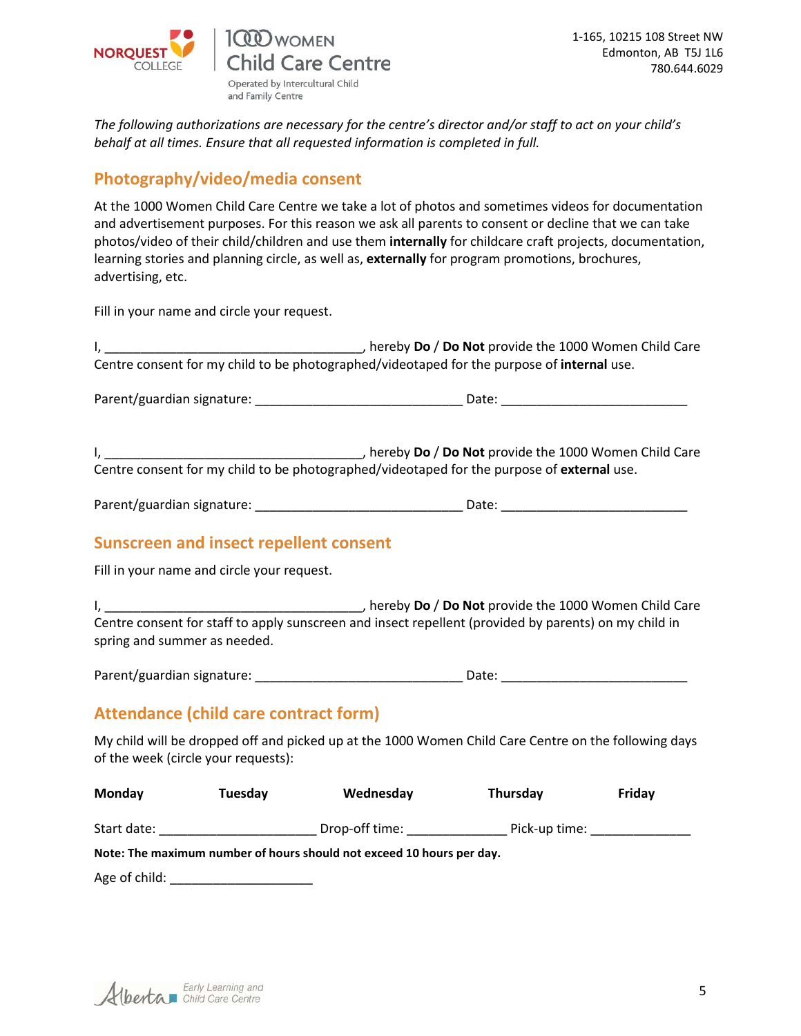The following authorizations are necessary for the centre's director and/or staff to act on your child's behalf at all times. Ensure that all requested information is completed in full.

## Photography/video/media consent

At the 1000 Women Child Care Centre we take a lot of photos and sometimes videos for documentation and advertisement purposes. For this reason we ask all parents to consent or decline that we can take photos/video of their child/children and use them **internally** for childcare craft projects, documentation, learning stories and planning circle, as well as, **externally** for program promotions, brochures, advertising, etc.

Fill in your name and circle your request.

I, ____________________________________, hereby **Do** / **Do Not** provide the 1000 Women Child Care Centre consent for my child to be photographed/videotaped for the purpose of **internal** use.

Parent/guardian signature: _____________________________ Date: __________________________

I, ____________________________________, hereby **Do** / **Do Not** provide the 1000 Women Child Care Centre consent for my child to be photographed/videotaped for the purpose of **external** use.

Parent/guardian signature: _____________________________ Date: __________________________

## Sunscreen and insect repellent consent

Fill in your name and circle your request.

I, ____________________________________, hereby **Do** / **Do Not** provide the 1000 Women Child Care Centre consent for staff to apply sunscreen and insect repellent (provided by parents) on my child in spring and summer as needed.

Parent/guardian signature: _____________________________ Date: __________________________

## Attendance (child care contract form)

My child will be dropped off and picked up at the 1000 Women Child Care Centre on the following days of the week (circle your requests):

**Monday** **Tuesday** **Wednesday** **Thursday** **Friday**

Start date: _____________________ Drop-off time: _____________ Pick-up time: _____________

**Note: The maximum number of hours should not exceed 10 hours per day.**

Age of child: ____________________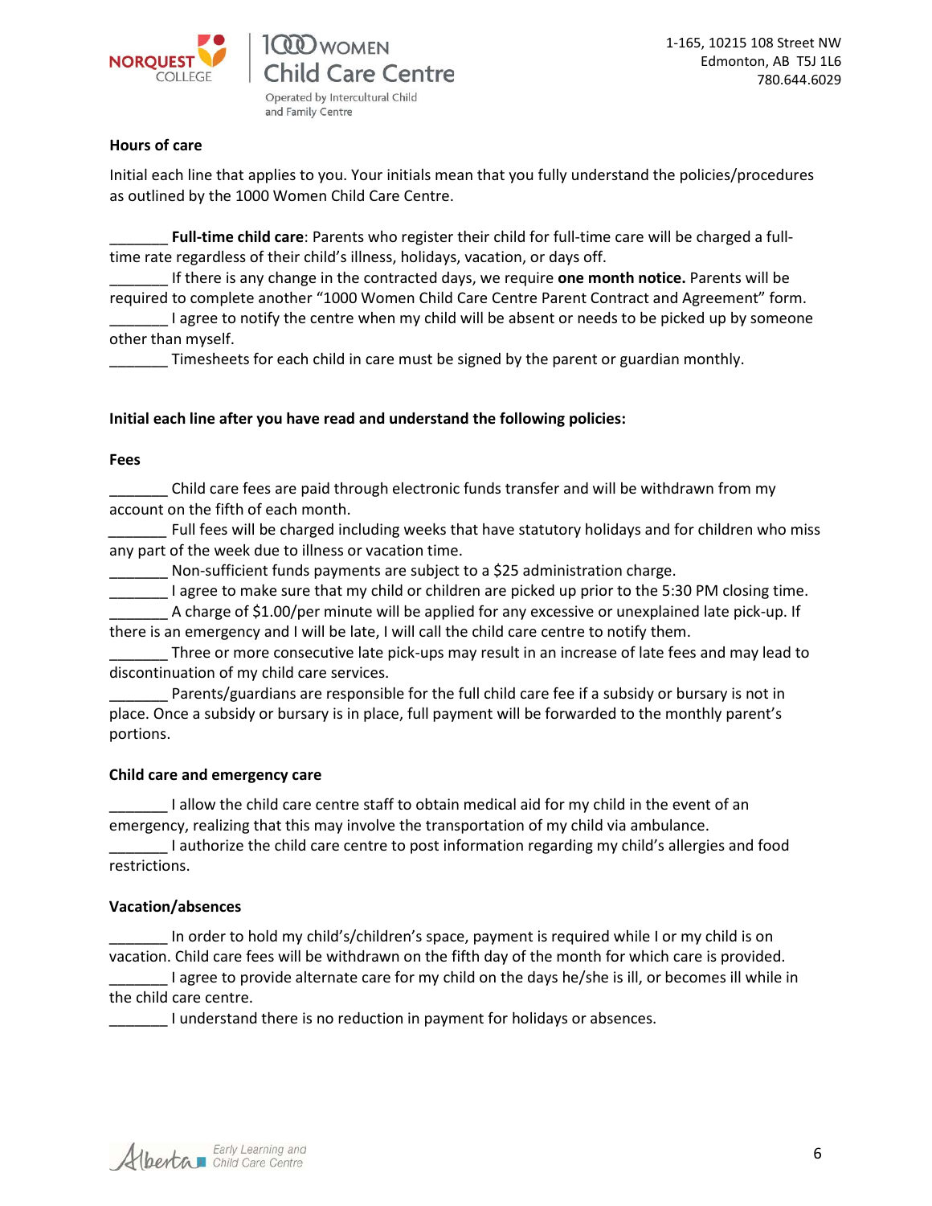### Hours of care

Initial each line that applies to you. Your initials mean that you fully understand the policies/procedures as outlined by the 1000 Women Child Care Centre.

_______ **Full-time child care**: Parents who register their child for full-time care will be charged a full-time rate regardless of their child's illness, holidays, vacation, or days off.
_______ If there is any change in the contracted days, we require **one month notice.** Parents will be required to complete another "1000 Women Child Care Centre Parent Contract and Agreement" form.
_______ I agree to notify the centre when my child will be absent or needs to be picked up by someone other than myself.
_______ Timesheets for each child in care must be signed by the parent or guardian monthly.

**Initial each line after you have read and understand the following policies:**

### Fees

_______ Child care fees are paid through electronic funds transfer and will be withdrawn from my account on the fifth of each month.
_______ Full fees will be charged including weeks that have statutory holidays and for children who miss any part of the week due to illness or vacation time.
_______ Non-sufficient funds payments are subject to a $25 administration charge.
_______ I agree to make sure that my child or children are picked up prior to the 5:30 PM closing time.
_______ A charge of $1.00/per minute will be applied for any excessive or unexplained late pick-up. If there is an emergency and I will be late, I will call the child care centre to notify them.
_______ Three or more consecutive late pick-ups may result in an increase of late fees and may lead to discontinuation of my child care services.
_______ Parents/guardians are responsible for the full child care fee if a subsidy or bursary is not in place. Once a subsidy or bursary is in place, full payment will be forwarded to the monthly parent's portions.

### Child care and emergency care

_______ I allow the child care centre staff to obtain medical aid for my child in the event of an emergency, realizing that this may involve the transportation of my child via ambulance.
_______ I authorize the child care centre to post information regarding my child's allergies and food restrictions.

### Vacation/absences

_______ In order to hold my child's/children's space, payment is required while I or my child is on vacation. Child care fees will be withdrawn on the fifth day of the month for which care is provided.
_______ I agree to provide alternate care for my child on the days he/she is ill, or becomes ill while in the child care centre.
_______ I understand there is no reduction in payment for holidays or absences.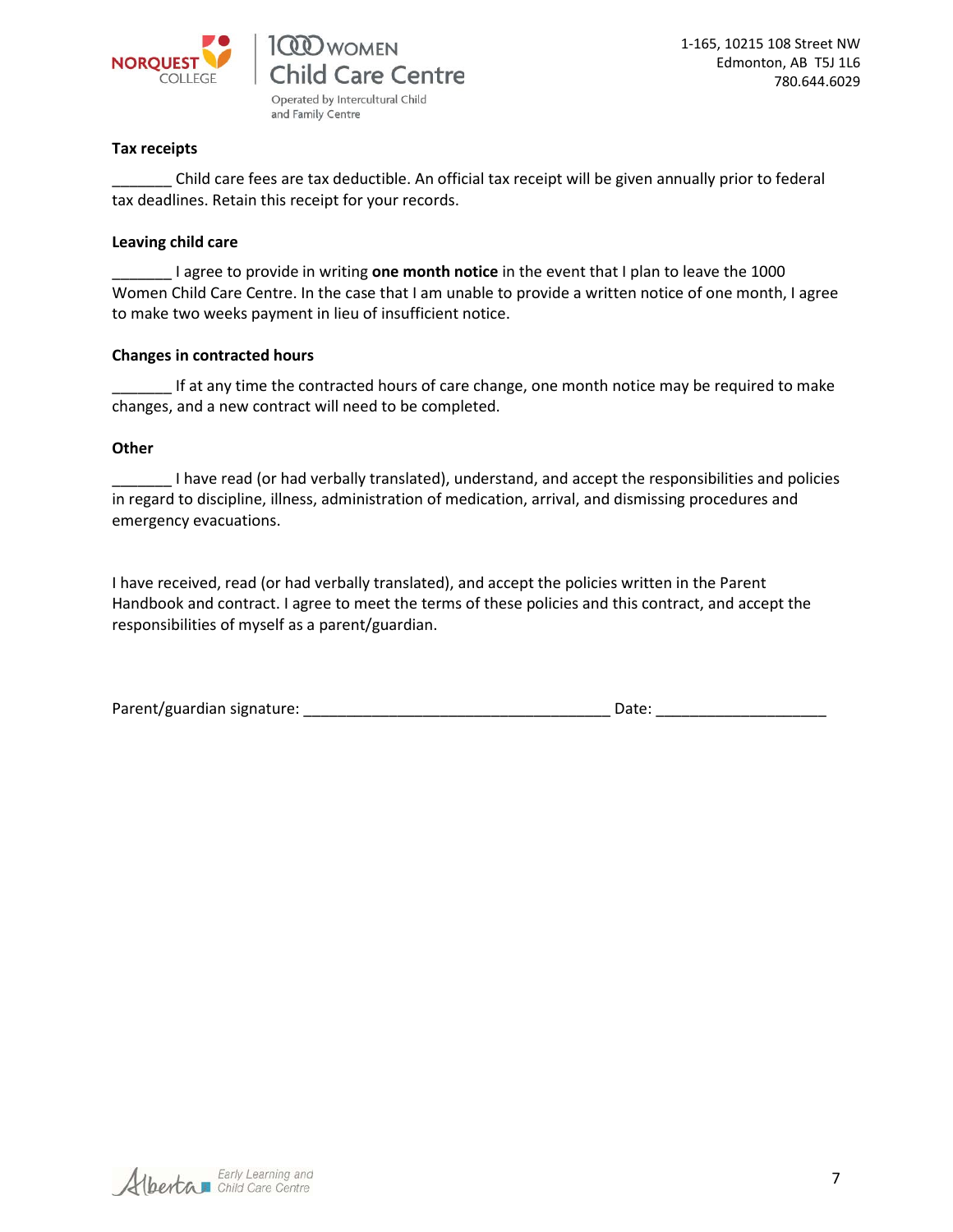### Tax receipts

_______ Child care fees are tax deductible. An official tax receipt will be given annually prior to federal tax deadlines. Retain this receipt for your records.

### Leaving child care

_______ I agree to provide in writing **one month notice** in the event that I plan to leave the 1000 Women Child Care Centre. In the case that I am unable to provide a written notice of one month, I agree to make two weeks payment in lieu of insufficient notice.

### Changes in contracted hours

_______ If at any time the contracted hours of care change, one month notice may be required to make changes, and a new contract will need to be completed.

### Other

_______ I have read (or had verbally translated), understand, and accept the responsibilities and policies in regard to discipline, illness, administration of medication, arrival, and dismissing procedures and emergency evacuations.

I have received, read (or had verbally translated), and accept the policies written in the Parent Handbook and contract. I agree to meet the terms of these policies and this contract, and accept the responsibilities of myself as a parent/guardian.

Parent/guardian signature: ____________________________________ Date: ____________________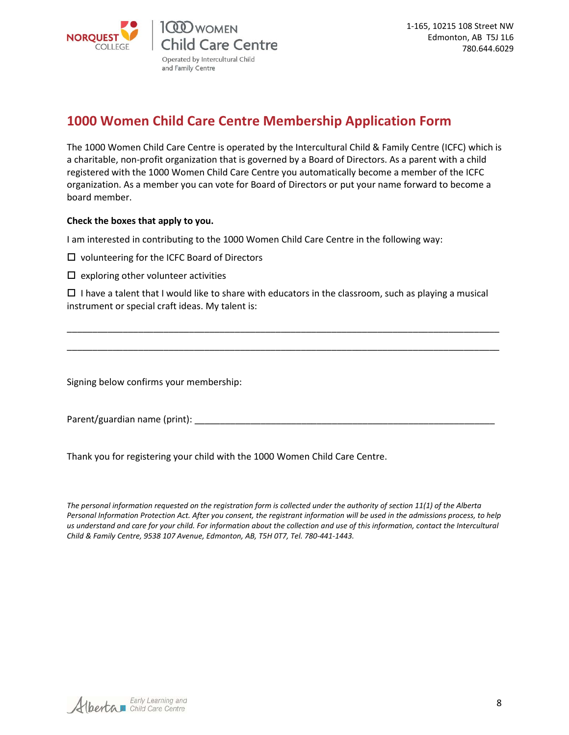1-165, 10215 108 Street NW
Edmonton, AB T5J 1L6
780.644.6029

# 1000 Women Child Care Centre Membership Application Form

The 1000 Women Child Care Centre is operated by the Intercultural Child & Family Centre (ICFC) which is a charitable, non-profit organization that is governed by a Board of Directors. As a parent with a child registered with the 1000 Women Child Care Centre you automatically become a member of the ICFC organization. As a member you can vote for Board of Directors or put your name forward to become a board member.

**Check the boxes that apply to you.**

I am interested in contributing to the 1000 Women Child Care Centre in the following way:

☐ volunteering for the ICFC Board of Directors

☐ exploring other volunteer activities

☐ I have a talent that I would like to share with educators in the classroom, such as playing a musical instrument or special craft ideas. My talent is:

______________________________________________________________________________

______________________________________________________________________________

Signing below confirms your membership:

Parent/guardian name (print): ______________________________________________________

Thank you for registering your child with the 1000 Women Child Care Centre.

*The personal information requested on the registration form is collected under the authority of section 11(1) of the Alberta Personal Information Protection Act. After you consent, the registrant information will be used in the admissions process, to help us understand and care for your child. For information about the collection and use of this information, contact the Intercultural Child & Family Centre, 9538 107 Avenue, Edmonton, AB, T5H 0T7, Tel. 780-441-1443.*